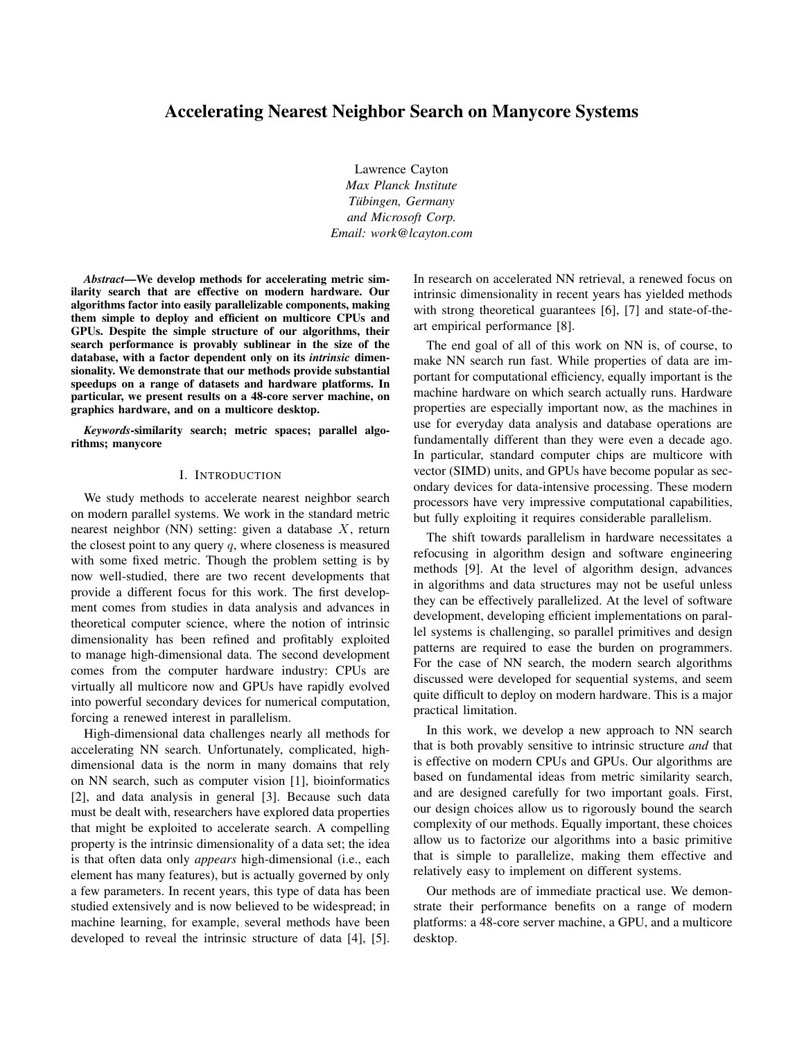# Accelerating Nearest Neighbor Search on Manycore Systems

Lawrence Cayton
*Max Planck Institute*
*Tübingen, Germany*
*and Microsoft Corp.*
*Email: work@lcayton.com*

***Abstract*—We develop methods for accelerating metric similarity search that are effective on modern hardware. Our algorithms factor into easily parallelizable components, making them simple to deploy and efficient on multicore CPUs and GPUs. Despite the simple structure of our algorithms, their search performance is provably sublinear in the size of the database, with a factor dependent only on its *intrinsic* dimensionality. We demonstrate that our methods provide substantial speedups on a range of datasets and hardware platforms. In particular, we present results on a 48-core server machine, on graphics hardware, and on a multicore desktop.**

***Keywords*-similarity search; metric spaces; parallel algorithms; manycore**

## I. Introduction

We study methods to accelerate nearest neighbor search on modern parallel systems. We work in the standard metric nearest neighbor (NN) setting: given a database $X$, return the closest point to any query $q$, where closeness is measured with some fixed metric. Though the problem setting is by now well-studied, there are two recent developments that provide a different focus for this work. The first development comes from studies in data analysis and advances in theoretical computer science, where the notion of intrinsic dimensionality has been refined and profitably exploited to manage high-dimensional data. The second development comes from the computer hardware industry: CPUs are virtually all multicore now and GPUs have rapidly evolved into powerful secondary devices for numerical computation, forcing a renewed interest in parallelism.

High-dimensional data challenges nearly all methods for accelerating NN search. Unfortunately, complicated, high-dimensional data is the norm in many domains that rely on NN search, such as computer vision [1], bioinformatics [2], and data analysis in general [3]. Because such data must be dealt with, researchers have explored data properties that might be exploited to accelerate search. A compelling property is the intrinsic dimensionality of a data set; the idea is that often data only *appears* high-dimensional (i.e., each element has many features), but is actually governed by only a few parameters. In recent years, this type of data has been studied extensively and is now believed to be widespread; in machine learning, for example, several methods have been developed to reveal the intrinsic structure of data [4], [5]. In research on accelerated NN retrieval, a renewed focus on intrinsic dimensionality in recent years has yielded methods with strong theoretical guarantees [6], [7] and state-of-the-art empirical performance [8].

The end goal of all of this work on NN is, of course, to make NN search run fast. While properties of data are important for computational efficiency, equally important is the machine hardware on which search actually runs. Hardware properties are especially important now, as the machines in use for everyday data analysis and database operations are fundamentally different than they were even a decade ago. In particular, standard computer chips are multicore with vector (SIMD) units, and GPUs have become popular as secondary devices for data-intensive processing. These modern processors have very impressive computational capabilities, but fully exploiting it requires considerable parallelism.

The shift towards parallelism in hardware necessitates a refocusing in algorithm design and software engineering methods [9]. At the level of algorithm design, advances in algorithms and data structures may not be useful unless they can be effectively parallelized. At the level of software development, developing efficient implementations on parallel systems is challenging, so parallel primitives and design patterns are required to ease the burden on programmers. For the case of NN search, the modern search algorithms discussed were developed for sequential systems, and seem quite difficult to deploy on modern hardware. This is a major practical limitation.

In this work, we develop a new approach to NN search that is both provably sensitive to intrinsic structure *and* that is effective on modern CPUs and GPUs. Our algorithms are based on fundamental ideas from metric similarity search, and are designed carefully for two important goals. First, our design choices allow us to rigorously bound the search complexity of our methods. Equally important, these choices allow us to factorize our algorithms into a basic primitive that is simple to parallelize, making them effective and relatively easy to implement on different systems.

Our methods are of immediate practical use. We demonstrate their performance benefits on a range of modern platforms: a 48-core server machine, a GPU, and a multicore desktop.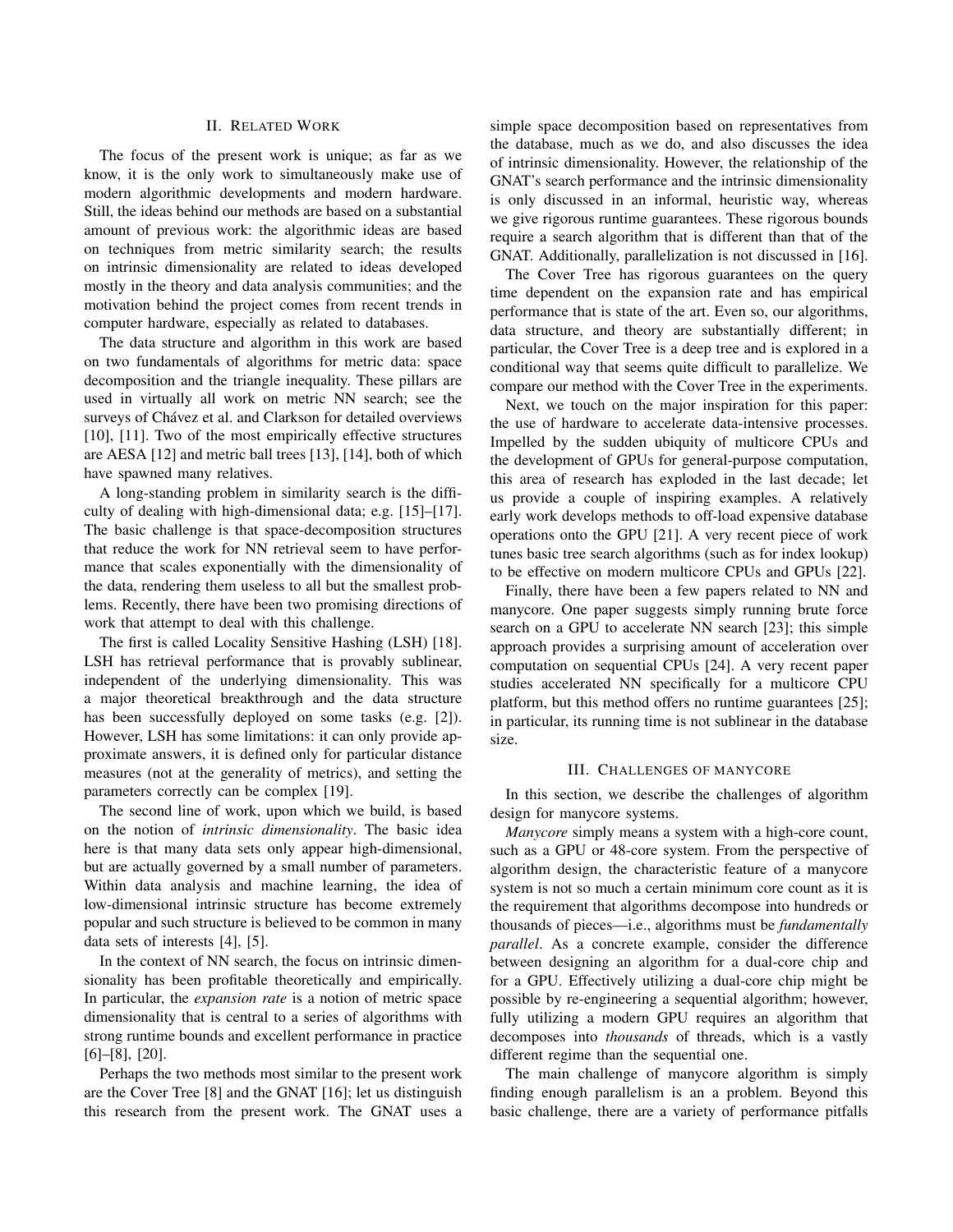## II. Related Work

The focus of the present work is unique; as far as we know, it is the only work to simultaneously make use of modern algorithmic developments and modern hardware. Still, the ideas behind our methods are based on a substantial amount of previous work: the algorithmic ideas are based on techniques from metric similarity search; the results on intrinsic dimensionality are related to ideas developed mostly in the theory and data analysis communities; and the motivation behind the project comes from recent trends in computer hardware, especially as related to databases.

The data structure and algorithm in this work are based on two fundamentals of algorithms for metric data: space decomposition and the triangle inequality. These pillars are used in virtually all work on metric NN search; see the surveys of Chávez et al. and Clarkson for detailed overviews [10], [11]. Two of the most empirically effective structures are AESA [12] and metric ball trees [13], [14], both of which have spawned many relatives.

A long-standing problem in similarity search is the difficulty of dealing with high-dimensional data; e.g. [15]–[17]. The basic challenge is that space-decomposition structures that reduce the work for NN retrieval seem to have performance that scales exponentially with the dimensionality of the data, rendering them useless to all but the smallest problems. Recently, there have been two promising directions of work that attempt to deal with this challenge.

The first is called Locality Sensitive Hashing (LSH) [18]. LSH has retrieval performance that is provably sublinear, independent of the underlying dimensionality. This was a major theoretical breakthrough and the data structure has been successfully deployed on some tasks (e.g. [2]). However, LSH has some limitations: it can only provide approximate answers, it is defined only for particular distance measures (not at the generality of metrics), and setting the parameters correctly can be complex [19].

The second line of work, upon which we build, is based on the notion of *intrinsic dimensionality*. The basic idea here is that many data sets only appear high-dimensional, but are actually governed by a small number of parameters. Within data analysis and machine learning, the idea of low-dimensional intrinsic structure has become extremely popular and such structure is believed to be common in many data sets of interests [4], [5].

In the context of NN search, the focus on intrinsic dimensionality has been profitable theoretically and empirically. In particular, the *expansion rate* is a notion of metric space dimensionality that is central to a series of algorithms with strong runtime bounds and excellent performance in practice [6]–[8], [20].

Perhaps the two methods most similar to the present work are the Cover Tree [8] and the GNAT [16]; let us distinguish this research from the present work. The GNAT uses a simple space decomposition based on representatives from the database, much as we do, and also discusses the idea of intrinsic dimensionality. However, the relationship of the GNAT's search performance and the intrinsic dimensionality is only discussed in an informal, heuristic way, whereas we give rigorous runtime guarantees. These rigorous bounds require a search algorithm that is different than that of the GNAT. Additionally, parallelization is not discussed in [16].

The Cover Tree has rigorous guarantees on the query time dependent on the expansion rate and has empirical performance that is state of the art. Even so, our algorithms, data structure, and theory are substantially different; in particular, the Cover Tree is a deep tree and is explored in a conditional way that seems quite difficult to parallelize. We compare our method with the Cover Tree in the experiments.

Next, we touch on the major inspiration for this paper: the use of hardware to accelerate data-intensive processes. Impelled by the sudden ubiquity of multicore CPUs and the development of GPUs for general-purpose computation, this area of research has exploded in the last decade; let us provide a couple of inspiring examples. A relatively early work develops methods to off-load expensive database operations onto the GPU [21]. A very recent piece of work tunes basic tree search algorithms (such as for index lookup) to be effective on modern multicore CPUs and GPUs [22].

Finally, there have been a few papers related to NN and manycore. One paper suggests simply running brute force search on a GPU to accelerate NN search [23]; this simple approach provides a surprising amount of acceleration over computation on sequential CPUs [24]. A very recent paper studies accelerated NN specifically for a multicore CPU platform, but this method offers no runtime guarantees [25]; in particular, its running time is not sublinear in the database size.

## III. Challenges of Manycore

In this section, we describe the challenges of algorithm design for manycore systems.

*Manycore* simply means a system with a high-core count, such as a GPU or 48-core system. From the perspective of algorithm design, the characteristic feature of a manycore system is not so much a certain minimum core count as it is the requirement that algorithms decompose into hundreds or thousands of pieces—i.e., algorithms must be *fundamentally parallel*. As a concrete example, consider the difference between designing an algorithm for a dual-core chip and for a GPU. Effectively utilizing a dual-core chip might be possible by re-engineering a sequential algorithm; however, fully utilizing a modern GPU requires an algorithm that decomposes into *thousands* of threads, which is a vastly different regime than the sequential one.

The main challenge of manycore algorithm is simply finding enough parallelism is an a problem. Beyond this basic challenge, there are a variety of performance pitfalls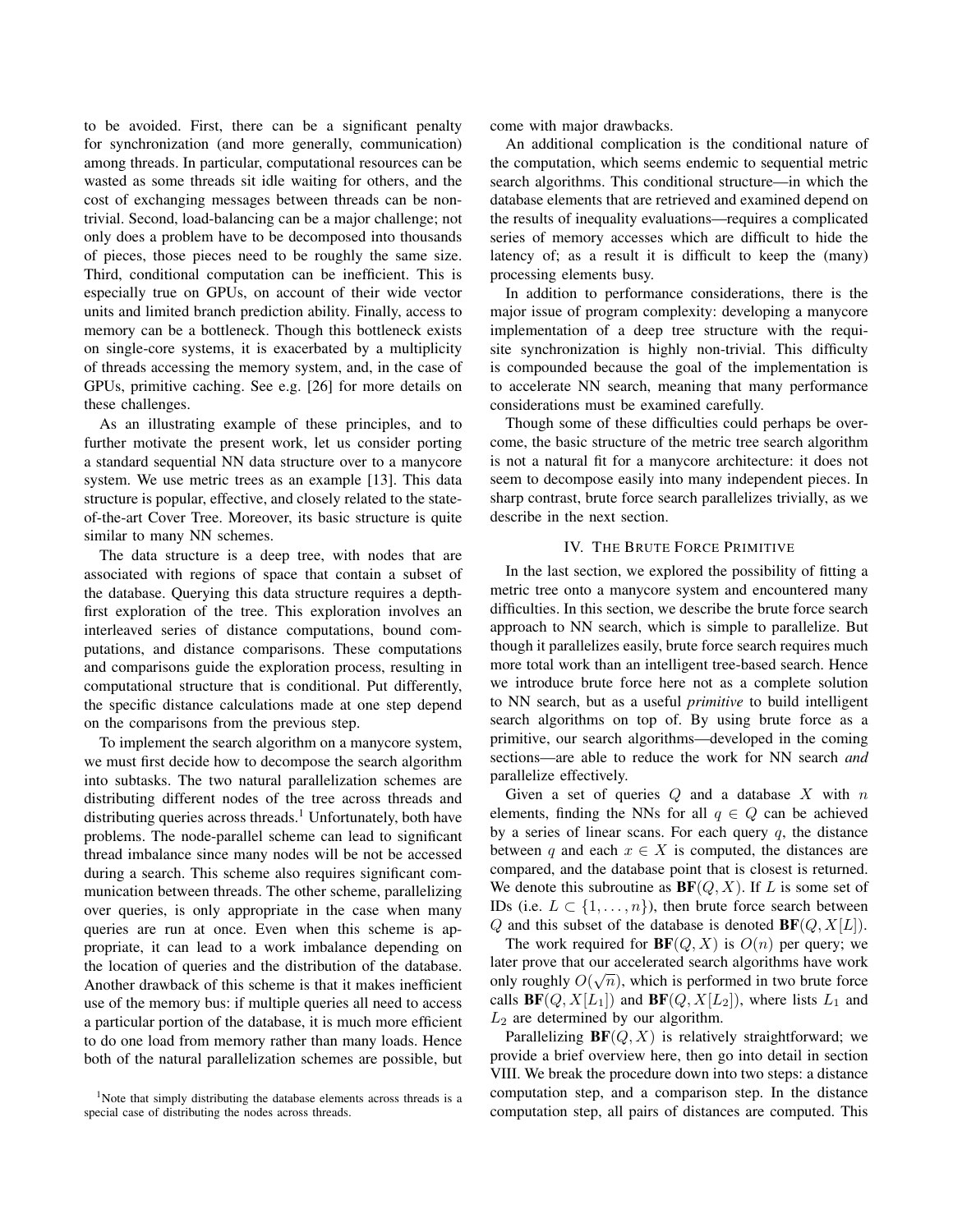to be avoided. First, there can be a significant penalty for synchronization (and more generally, communication) among threads. In particular, computational resources can be wasted as some threads sit idle waiting for others, and the cost of exchanging messages between threads can be non-trivial. Second, load-balancing can be a major challenge; not only does a problem have to be decomposed into thousands of pieces, those pieces need to be roughly the same size. Third, conditional computation can be inefficient. This is especially true on GPUs, on account of their wide vector units and limited branch prediction ability. Finally, access to memory can be a bottleneck. Though this bottleneck exists on single-core systems, it is exacerbated by a multiplicity of threads accessing the memory system, and, in the case of GPUs, primitive caching. See e.g. [26] for more details on these challenges.

As an illustrating example of these principles, and to further motivate the present work, let us consider porting a standard sequential NN data structure over to a manycore system. We use metric trees as an example [13]. This data structure is popular, effective, and closely related to the state-of-the-art Cover Tree. Moreover, its basic structure is quite similar to many NN schemes.

The data structure is a deep tree, with nodes that are associated with regions of space that contain a subset of the database. Querying this data structure requires a depth-first exploration of the tree. This exploration involves an interleaved series of distance computations, bound computations, and distance comparisons. These computations and comparisons guide the exploration process, resulting in computational structure that is conditional. Put differently, the specific distance calculations made at one step depend on the comparisons from the previous step.

To implement the search algorithm on a manycore system, we must first decide how to decompose the search algorithm into subtasks. The two natural parallelization schemes are distributing different nodes of the tree across threads and distributing queries across threads.[1] Unfortunately, both have problems. The node-parallel scheme can lead to significant thread imbalance since many nodes will be not be accessed during a search. This scheme also requires significant communication between threads. The other scheme, parallelizing over queries, is only appropriate in the case when many queries are run at once. Even when this scheme is appropriate, it can lead to a work imbalance depending on the location of queries and the distribution of the database. Another drawback of this scheme is that it makes inefficient use of the memory bus: if multiple queries all need to access a particular portion of the database, it is much more efficient to do one load from memory rather than many loads. Hence both of the natural parallelization schemes are possible, but come with major drawbacks.

[1] Note that simply distributing the database elements across threads is a special case of distributing the nodes across threads.

An additional complication is the conditional nature of the computation, which seems endemic to sequential metric search algorithms. This conditional structure—in which the database elements that are retrieved and examined depend on the results of inequality evaluations—requires a complicated series of memory accesses which are difficult to hide the latency of; as a result it is difficult to keep the (many) processing elements busy.

In addition to performance considerations, there is the major issue of program complexity: developing a manycore implementation of a deep tree structure with the requisite synchronization is highly non-trivial. This difficulty is compounded because the goal of the implementation is to accelerate NN search, meaning that many performance considerations must be examined carefully.

Though some of these difficulties could perhaps be overcome, the basic structure of the metric tree search algorithm is not a natural fit for a manycore architecture: it does not seem to decompose easily into many independent pieces. In sharp contrast, brute force search parallelizes trivially, as we describe in the next section.

## IV. The Brute Force Primitive

In the last section, we explored the possibility of fitting a metric tree onto a manycore system and encountered many difficulties. In this section, we describe the brute force search approach to NN search, which is simple to parallelize. But though it parallelizes easily, brute force search requires much more total work than an intelligent tree-based search. Hence we introduce brute force here not as a complete solution to NN search, but as a useful *primitive* to build intelligent search algorithms on top of. By using brute force as a primitive, our search algorithms—developed in the coming sections—are able to reduce the work for NN search *and* parallelize effectively.

Given a set of queries $Q$ and a database $X$ with $n$ elements, finding the NNs for all $q \in Q$ can be achieved by a series of linear scans. For each query $q$, the distance between $q$ and each $x \in X$ is computed, the distances are compared, and the database point that is closest is returned. We denote this subroutine as $\mathbf{BF}(Q, X)$. If $L$ is some set of IDs (i.e. $L \subset \{1, \ldots, n\}$), then brute force search between $Q$ and this subset of the database is denoted $\mathbf{BF}(Q, X[L])$.

The work required for $\mathbf{BF}(Q, X)$ is $O(n)$ per query; we later prove that our accelerated search algorithms have work only roughly $O(\sqrt{n})$, which is performed in two brute force calls $\mathbf{BF}(Q, X[L_1])$ and $\mathbf{BF}(Q, X[L_2])$, where lists $L_1$ and $L_2$ are determined by our algorithm.

Parallelizing $\mathbf{BF}(Q, X)$ is relatively straightforward; we provide a brief overview here, then go into detail in section VIII. We break the procedure down into two steps: a distance computation step, and a comparison step. In the distance computation step, all pairs of distances are computed. This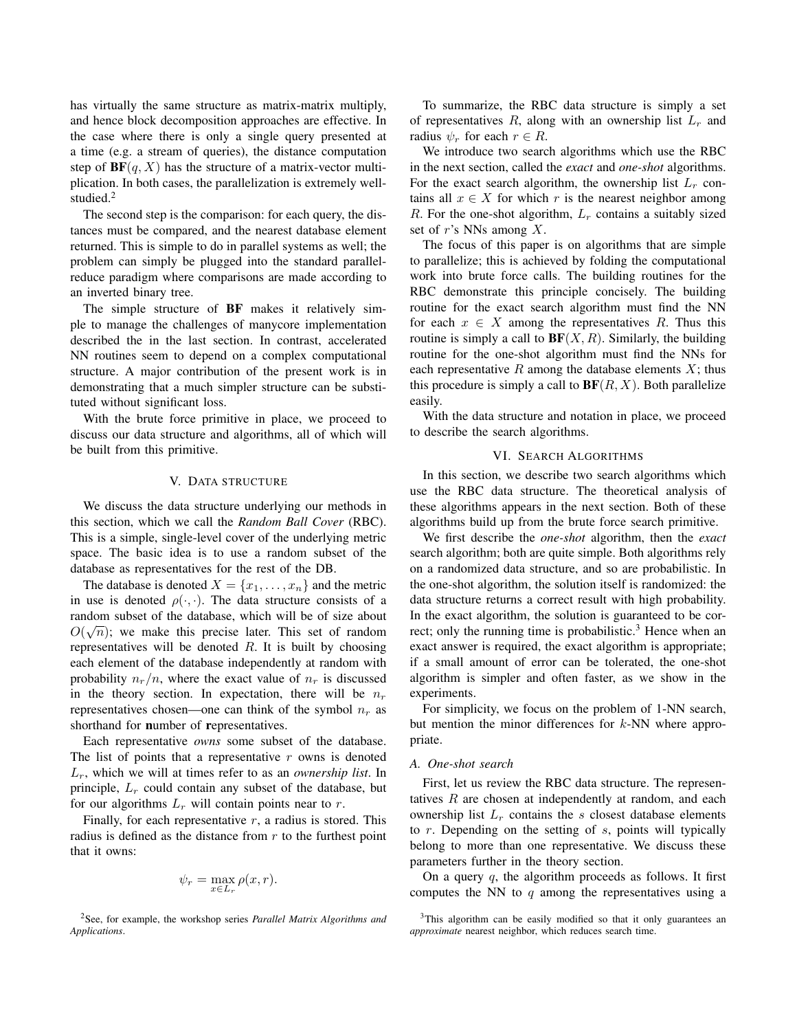has virtually the same structure as matrix-matrix multiply, and hence block decomposition approaches are effective. In the case where there is only a single query presented at a time (e.g. a stream of queries), the distance computation step of $\mathbf{BF}(q, X)$ has the structure of a matrix-vector multiplication. In both cases, the parallelization is extremely well-studied.[2]

The second step is the comparison: for each query, the distances must be compared, and the nearest database element returned. This is simple to do in parallel systems as well; the problem can simply be plugged into the standard parallel-reduce paradigm where comparisons are made according to an inverted binary tree.

The simple structure of **BF** makes it relatively simple to manage the challenges of manycore implementation described the in the last section. In contrast, accelerated NN routines seem to depend on a complex computational structure. A major contribution of the present work is in demonstrating that a much simpler structure can be substituted without significant loss.

With the brute force primitive in place, we proceed to discuss our data structure and algorithms, all of which will be built from this primitive.

## V. Data structure

We discuss the data structure underlying our methods in this section, which we call the *Random Ball Cover* (RBC). This is a simple, single-level cover of the underlying metric space. The basic idea is to use a random subset of the database as representatives for the rest of the DB.

The database is denoted $X = \{x_1, \ldots, x_n\}$ and the metric in use is denoted $\rho(\cdot, \cdot)$. The data structure consists of a random subset of the database, which will be of size about $O(\sqrt{n})$; we make this precise later. This set of random representatives will be denoted $R$. It is built by choosing each element of the database independently at random with probability $n_r/n$, where the exact value of $n_r$ is discussed in the theory section. In expectation, there will be $n_r$ representatives chosen—one can think of the symbol $n_r$ as shorthand for **n**umber of **r**epresentatives.

Each representative *owns* some subset of the database. The list of points that a representative $r$ owns is denoted $L_r$, which we will at times refer to as an *ownership list*. In principle, $L_r$ could contain any subset of the database, but for our algorithms $L_r$ will contain points near to $r$.

Finally, for each representative $r$, a radius is stored. This radius is defined as the distance from $r$ to the furthest point that it owns:

$$\psi_r = \max_{x \in L_r} \rho(x, r).$$

[2]See, for example, the workshop series *Parallel Matrix Algorithms and Applications*.

To summarize, the RBC data structure is simply a set of representatives $R$, along with an ownership list $L_r$ and radius $\psi_r$ for each $r \in R$.

We introduce two search algorithms which use the RBC in the next section, called the *exact* and *one-shot* algorithms. For the exact search algorithm, the ownership list $L_r$ contains all $x \in X$ for which $r$ is the nearest neighbor among $R$. For the one-shot algorithm, $L_r$ contains a suitably sized set of $r$'s NNs among $X$.

The focus of this paper is on algorithms that are simple to parallelize; this is achieved by folding the computational work into brute force calls. The building routines for the RBC demonstrate this principle concisely. The building routine for the exact search algorithm must find the NN for each $x \in X$ among the representatives $R$. Thus this routine is simply a call to $\mathbf{BF}(X, R)$. Similarly, the building routine for the one-shot algorithm must find the NNs for each representative $R$ among the database elements $X$; thus this procedure is simply a call to $\mathbf{BF}(R, X)$. Both parallelize easily.

With the data structure and notation in place, we proceed to describe the search algorithms.

## VI. Search Algorithms

In this section, we describe two search algorithms which use the RBC data structure. The theoretical analysis of these algorithms appears in the next section. Both of these algorithms build up from the brute force search primitive.

We first describe the *one-shot* algorithm, then the *exact* search algorithm; both are quite simple. Both algorithms rely on a randomized data structure, and so are probabilistic. In the one-shot algorithm, the solution itself is randomized: the data structure returns a correct result with high probability. In the exact algorithm, the solution is guaranteed to be correct; only the running time is probabilistic.[3] Hence when an exact answer is required, the exact algorithm is appropriate; if a small amount of error can be tolerated, the one-shot algorithm is simpler and often faster, as we show in the experiments.

For simplicity, we focus on the problem of 1-NN search, but mention the minor differences for $k$-NN where appropriate.

### A. One-shot search

First, let us review the RBC data structure. The representatives $R$ are chosen at independently at random, and each ownership list $L_r$ contains the $s$ closest database elements to $r$. Depending on the setting of $s$, points will typically belong to more than one representative. We discuss these parameters further in the theory section.

On a query $q$, the algorithm proceeds as follows. It first computes the NN to $q$ among the representatives using a

[3]This algorithm can be easily modified so that it only guarantees an *approximate* nearest neighbor, which reduces search time.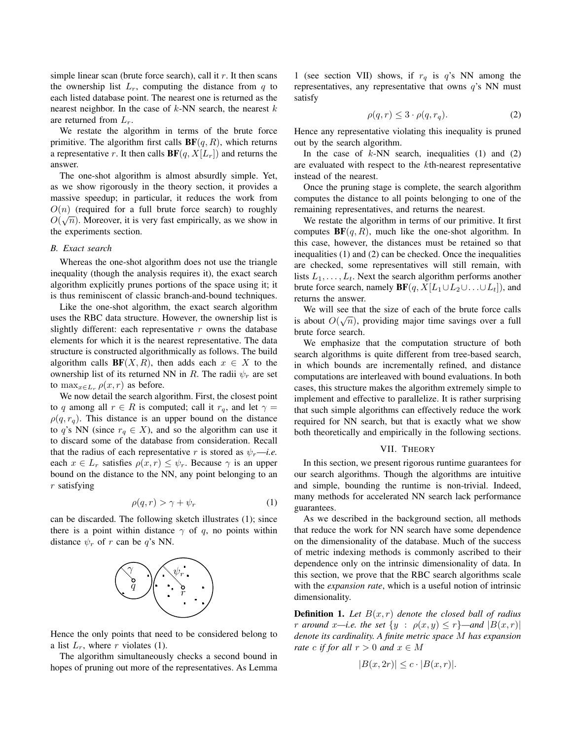simple linear scan (brute force search), call it $r$. It then scans the ownership list $L_r$, computing the distance from $q$ to each listed database point. The nearest one is returned as the nearest neighbor. In the case of $k$-NN search, the nearest $k$ are returned from $L_r$.

We restate the algorithm in terms of the brute force primitive. The algorithm first calls $\mathbf{BF}(q, R)$, which returns a representative $r$. It then calls $\mathbf{BF}(q, X[L_r])$ and returns the answer.

The one-shot algorithm is almost absurdly simple. Yet, as we show rigorously in the theory section, it provides a massive speedup; in particular, it reduces the work from $O(n)$ (required for a full brute force search) to roughly $O(\sqrt{n})$. Moreover, it is very fast empirically, as we show in the experiments section.

### B. Exact search

Whereas the one-shot algorithm does not use the triangle inequality (though the analysis requires it), the exact search algorithm explicitly prunes portions of the space using it; it is thus reminiscent of classic branch-and-bound techniques.

Like the one-shot algorithm, the exact search algorithm uses the RBC data structure. However, the ownership list is slightly different: each representative $r$ owns the database elements for which it is the nearest representative. The data structure is constructed algorithmically as follows. The build algorithm calls $\mathbf{BF}(X, R)$, then adds each $x \in X$ to the ownership list of its returned NN in $R$. The radii $\psi_r$ are set to $\max_{x \in L_r} \rho(x, r)$ as before.

We now detail the search algorithm. First, the closest point to $q$ among all $r \in R$ is computed; call it $r_q$, and let $\gamma = \rho(q, r_q)$. This distance is an upper bound on the distance to $q$'s NN (since $r_q \in X$), and so the algorithm can use it to discard some of the database from consideration. Recall that the radius of each representative $r$ is stored as $\psi_r$—*i.e.* each $x \in L_r$ satisfies $\rho(x, r) \leq \psi_r$. Because $\gamma$ is an upper bound on the distance to the NN, any point belonging to an $r$ satisfying

$$\rho(q, r) > \gamma + \psi_r \tag{1}$$

can be discarded. The following sketch illustrates (1); since there is a point within distance $\gamma$ of $q$, no points within distance $\psi_r$ of $r$ can be $q$'s NN.

Hence the only points that need to be considered belong to a list $L_r$, where $r$ violates (1).

The algorithm simultaneously checks a second bound in hopes of pruning out more of the representatives. As Lemma 1 (see section VII) shows, if $r_q$ is $q$'s NN among the representatives, any representative that owns $q$'s NN must satisfy

$$\rho(q, r) \leq 3 \cdot \rho(q, r_q). \tag{2}$$

Hence any representative violating this inequality is pruned out by the search algorithm.

In the case of $k$-NN search, inequalities (1) and (2) are evaluated with respect to the $k$th-nearest representative instead of the nearest.

Once the pruning stage is complete, the search algorithm computes the distance to all points belonging to one of the remaining representatives, and returns the nearest.

We restate the algorithm in terms of our primitive. It first computes $\mathbf{BF}(q, R)$, much like the one-shot algorithm. In this case, however, the distances must be retained so that inequalities (1) and (2) can be checked. Once the inequalities are checked, some representatives will still remain, with lists $L_1, \ldots, L_t$. Next the search algorithm performs another brute force search, namely $\mathbf{BF}(q, X[L_1 \cup L_2 \cup \ldots \cup L_t])$, and returns the answer.

We will see that the size of each of the brute force calls is about $O(\sqrt{n})$, providing major time savings over a full brute force search.

We emphasize that the computation structure of both search algorithms is quite different from tree-based search, in which bounds are incrementally refined, and distance computations are interleaved with bound evaluations. In both cases, this structure makes the algorithm extremely simple to implement and effective to parallelize. It is rather surprising that such simple algorithms can effectively reduce the work required for NN search, but that is exactly what we show both theoretically and empirically in the following sections.

## VII. THEORY

In this section, we present rigorous runtime guarantees for our search algorithms. Though the algorithms are intuitive and simple, bounding the runtime is non-trivial. Indeed, many methods for accelerated NN search lack performance guarantees.

As we described in the background section, all methods that reduce the work for NN search have some dependence on the dimensionality of the database. Much of the success of metric indexing methods is commonly ascribed to their dependence only on the intrinsic dimensionality of data. In this section, we prove that the RBC search algorithms scale with the *expansion rate*, which is a useful notion of intrinsic dimensionality.

**Definition 1.** *Let $B(x, r)$ denote the closed ball of radius $r$ around $x$—i.e. the set $\{y \ : \ \rho(x, y) \leq r\}$—and $|B(x, r)|$ denote its cardinality. A finite metric space $M$ has expansion rate $c$ if for all $r > 0$ and $x \in M$*

$$|B(x, 2r)| \leq c \cdot |B(x, r)|.$$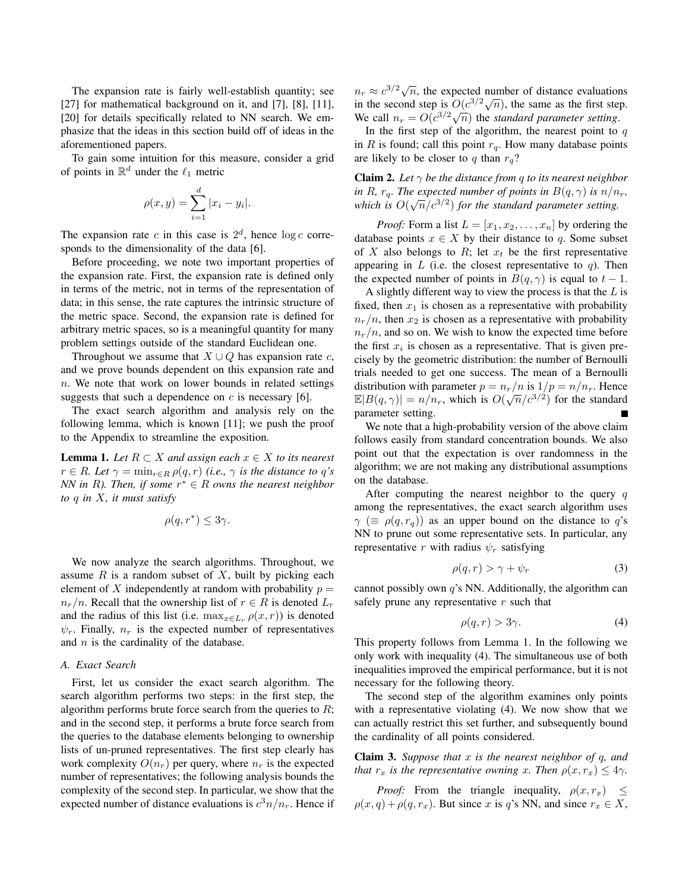The expansion rate is fairly well-establish quantity; see [27] for mathematical background on it, and [7], [8], [11], [20] for details specifically related to NN search. We emphasize that the ideas in this section build off of ideas in the aforementioned papers.

To gain some intuition for this measure, consider a grid of points in $\mathbb{R}^d$ under the $\ell_1$ metric

$$\rho(x, y) = \sum_{i=1}^{d} |x_i - y_i|.$$

The expansion rate $c$ in this case is $2^d$, hence $\log c$ corresponds to the dimensionality of the data [6].

Before proceeding, we note two important properties of the expansion rate. First, the expansion rate is defined only in terms of the metric, not in terms of the representation of data; in this sense, the rate captures the intrinsic structure of the metric space. Second, the expansion rate is defined for arbitrary metric spaces, so is a meaningful quantity for many problem settings outside of the standard Euclidean one.

Throughout we assume that $X \cup Q$ has expansion rate $c$, and we prove bounds dependent on this expansion rate and $n$. We note that work on lower bounds in related settings suggests that such a dependence on $c$ is necessary [6].

The exact search algorithm and analysis rely on the following lemma, which is known [11]; we push the proof to the Appendix to streamline the exposition.

**Lemma 1.** *Let $R \subset X$ and assign each $x \in X$ to its nearest $r \in R$. Let $\gamma = \min_{r \in R} \rho(q, r)$ (i.e., $\gamma$ is the distance to $q$'s NN in $R$). Then, if some $r^* \in R$ owns the nearest neighbor to $q$ in $X$, it must satisfy*

$$\rho(q, r^*) \leq 3\gamma.$$

We now analyze the search algorithms. Throughout, we assume $R$ is a random subset of $X$, built by picking each element of $X$ independently at random with probability $p = n_r/n$. Recall that the ownership list of $r \in R$ is denoted $L_r$ and the radius of this list (i.e. $\max_{x \in L_r} \rho(x, r)$) is denoted $\psi_r$. Finally, $n_r$ is the expected number of representatives and $n$ is the cardinality of the database.

### A. Exact Search

First, let us consider the exact search algorithm. The search algorithm performs two steps: in the first step, the algorithm performs brute force search from the queries to $R$; and in the second step, it performs a brute force search from the queries to the database elements belonging to ownership lists of un-pruned representatives. The first step clearly has work complexity $O(n_r)$ per query, where $n_r$ is the expected number of representatives; the following analysis bounds the complexity of the second step. In particular, we show that the expected number of distance evaluations is $c^3 n/n_r$. Hence if $n_r \approx c^{3/2}\sqrt{n}$, the expected number of distance evaluations in the second step is $O(c^{3/2}\sqrt{n})$, the same as the first step. We call $n_r = O(c^{3/2}\sqrt{n})$ the *standard parameter setting*.

In the first step of the algorithm, the nearest point to $q$ in $R$ is found; call this point $r_q$. How many database points are likely to be closer to $q$ than $r_q$?

**Claim 2.** *Let $\gamma$ be the distance from $q$ to its nearest neighbor in $R$, $r_q$. The expected number of points in $B(q, \gamma)$ is $n/n_r$, which is $O(\sqrt{n}/c^{3/2})$ for the standard parameter setting.*

*Proof:* Form a list $L = [x_1, x_2, \ldots, x_n]$ by ordering the database points $x \in X$ by their distance to $q$. Some subset of $X$ also belongs to $R$; let $x_t$ be the first representative appearing in $L$ (i.e. the closest representative to $q$). Then the expected number of points in $B(q, \gamma)$ is equal to $t - 1$.

A slightly different way to view the process is that the $L$ is fixed, then $x_1$ is chosen as a representative with probability $n_r/n$, then $x_2$ is chosen as a representative with probability $n_r/n$, and so on. We wish to know the expected time before the first $x_i$ is chosen as a representative. That is given precisely by the geometric distribution: the number of Bernoulli trials needed to get one success. The mean of a Bernoulli distribution with parameter $p = n_r/n$ is $1/p = n/n_r$. Hence $\mathbb{E}|B(q, \gamma)| = n/n_r$, which is $O(\sqrt{n}/c^{3/2})$ for the standard parameter setting. ■

We note that a high-probability version of the above claim follows easily from standard concentration bounds. We also point out that the expectation is over randomness in the algorithm; we are not making any distributional assumptions on the database.

After computing the nearest neighbor to the query $q$ among the representatives, the exact search algorithm uses $\gamma$ ($\equiv \rho(q, r_q)$) as an upper bound on the distance to $q$'s NN to prune out some representative sets. In particular, any representative $r$ with radius $\psi_r$ satisfying

$$\rho(q, r) > \gamma + \psi_r \tag{3}$$

cannot possibly own $q$'s NN. Additionally, the algorithm can safely prune any representative $r$ such that

$$\rho(q, r) > 3\gamma. \tag{4}$$

This property follows from Lemma 1. In the following we only work with inequality (4). The simultaneous use of both inequalities improved the empirical performance, but it is not necessary for the following theory.

The second step of the algorithm examines only points with a representative violating (4). We now show that we can actually restrict this set further, and subsequently bound the cardinality of all points considered.

**Claim 3.** *Suppose that $x$ is the nearest neighbor of $q$, and that $r_x$ is the representative owning $x$. Then $\rho(x, r_x) \leq 4\gamma$.*

*Proof:* From the triangle inequality, $\rho(x, r_x) \leq \rho(x, q) + \rho(q, r_x)$. But since $x$ is $q$'s NN, and since $r_x \in X$,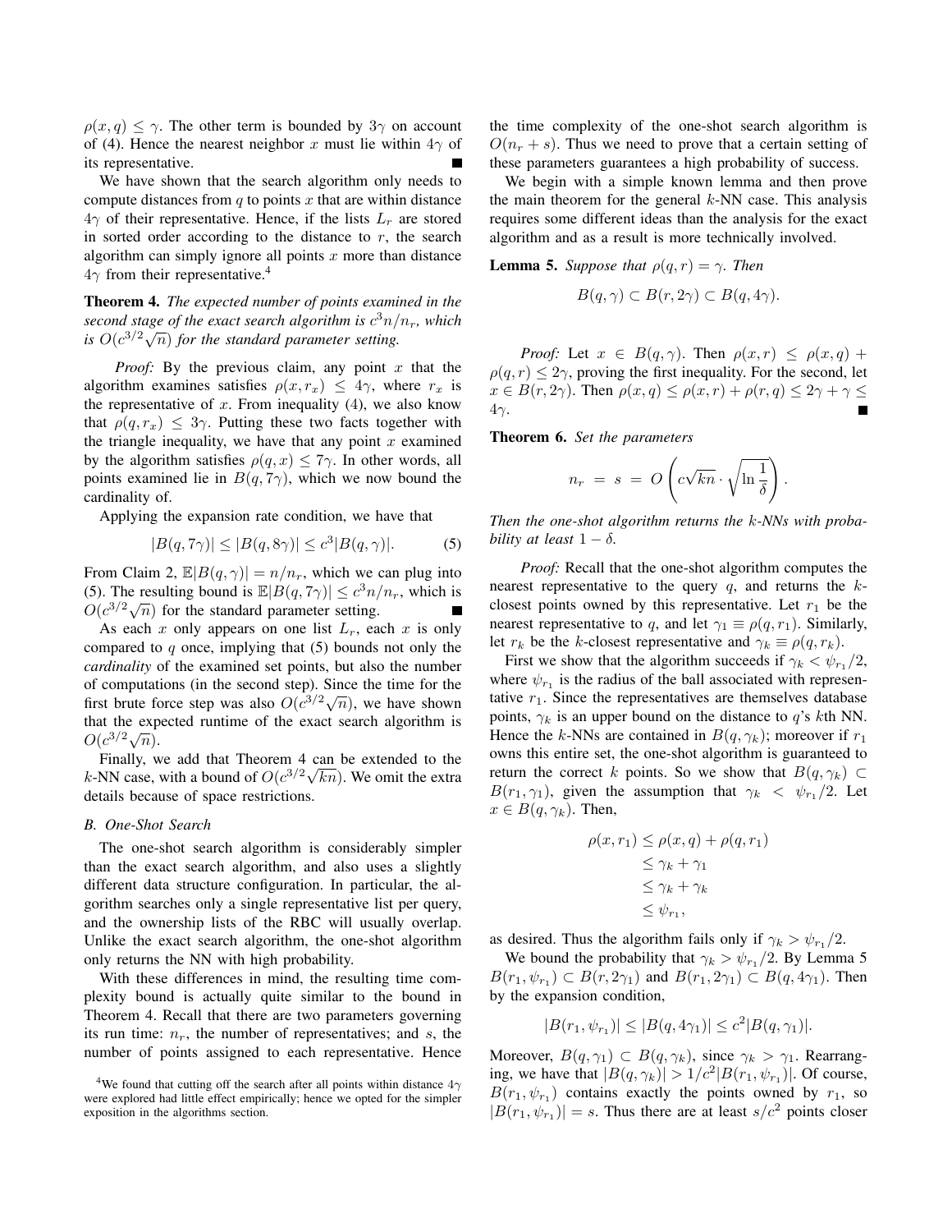$\rho(x, q) \leq \gamma$. The other term is bounded by $3\gamma$ on account of (4). Hence the nearest neighbor $x$ must lie within $4\gamma$ of its representative. ∎

We have shown that the search algorithm only needs to compute distances from $q$ to points $x$ that are within distance $4\gamma$ of their representative. Hence, if the lists $L_r$ are stored in sorted order according to the distance to $r$, the search algorithm can simply ignore all points $x$ more than distance $4\gamma$ from their representative.[4]

**Theorem 4.** *The expected number of points examined in the second stage of the exact search algorithm is $c^3 n/n_r$, which is $O(c^{3/2}\sqrt{n})$ for the standard parameter setting.*

*Proof:* By the previous claim, any point $x$ that the algorithm examines satisfies $\rho(x, r_x) \leq 4\gamma$, where $r_x$ is the representative of $x$. From inequality (4), we also know that $\rho(q, r_x) \leq 3\gamma$. Putting these two facts together with the triangle inequality, we have that any point $x$ examined by the algorithm satisfies $\rho(q, x) \leq 7\gamma$. In other words, all points examined lie in $B(q, 7\gamma)$, which we now bound the cardinality of.

Applying the expansion rate condition, we have that

$$|B(q, 7\gamma)| \leq |B(q, 8\gamma)| \leq c^3 |B(q, \gamma)|. \tag{5}$$

From Claim 2, $\mathbb{E}|B(q, \gamma)| = n/n_r$, which we can plug into (5). The resulting bound is $\mathbb{E}|B(q, 7\gamma)| \leq c^3 n/n_r$, which is $O(c^{3/2}\sqrt{n})$ for the standard parameter setting. ∎

As each $x$ only appears on one list $L_r$, each $x$ is only compared to $q$ once, implying that (5) bounds not only the *cardinality* of the examined set points, but also the number of computations (in the second step). Since the time for the first brute force step was also $O(c^{3/2}\sqrt{n})$, we have shown that the expected runtime of the exact search algorithm is $O(c^{3/2}\sqrt{n})$.

Finally, we add that Theorem 4 can be extended to the $k$-NN case, with a bound of $O(c^{3/2}\sqrt{kn})$. We omit the extra details because of space restrictions.

### B. One-Shot Search

The one-shot search algorithm is considerably simpler than the exact search algorithm, and also uses a slightly different data structure configuration. In particular, the algorithm searches only a single representative list per query, and the ownership lists of the RBC will usually overlap. Unlike the exact search algorithm, the one-shot algorithm only returns the NN with high probability.

With these differences in mind, the resulting time complexity bound is actually quite similar to the bound in Theorem 4. Recall that there are two parameters governing its run time: $n_r$, the number of representatives; and $s$, the number of points assigned to each representative. Hence the time complexity of the one-shot search algorithm is $O(n_r + s)$. Thus we need to prove that a certain setting of these parameters guarantees a high probability of success.

We begin with a simple known lemma and then prove the main theorem for the general $k$-NN case. This analysis requires some different ideas than the analysis for the exact algorithm and as a result is more technically involved.

**Lemma 5.** *Suppose that $\rho(q, r) = \gamma$. Then*

$$B(q, \gamma) \subset B(r, 2\gamma) \subset B(q, 4\gamma).$$

*Proof:* Let $x \in B(q, \gamma)$. Then $\rho(x, r) \leq \rho(x, q) + \rho(q, r) \leq 2\gamma$, proving the first inequality. For the second, let $x \in B(r, 2\gamma)$. Then $\rho(x, q) \leq \rho(x, r) + \rho(r, q) \leq 2\gamma + \gamma \leq 4\gamma$. ∎

**Theorem 6.** *Set the parameters*

$$n_r = s = O\left(c\sqrt{kn} \cdot \sqrt{\ln \frac{1}{\delta}}\right).$$

*Then the one-shot algorithm returns the $k$-NNs with probability at least $1 - \delta$.*

*Proof:* Recall that the one-shot algorithm computes the nearest representative to the query $q$, and returns the $k$-closest points owned by this representative. Let $r_1$ be the nearest representative to $q$, and let $\gamma_1 \equiv \rho(q, r_1)$. Similarly, let $r_k$ be the $k$-closest representative and $\gamma_k \equiv \rho(q, r_k)$.

First we show that the algorithm succeeds if $\gamma_k < \psi_{r_1}/2$, where $\psi_{r_1}$ is the radius of the ball associated with representative $r_1$. Since the representatives are themselves database points, $\gamma_k$ is an upper bound on the distance to $q$'s $k$th NN. Hence the $k$-NNs are contained in $B(q, \gamma_k)$; moreover if $r_1$ owns this entire set, the one-shot algorithm is guaranteed to return the correct $k$ points. So we show that $B(q, \gamma_k) \subset B(r_1, \gamma_1)$, given the assumption that $\gamma_k < \psi_{r_1}/2$. Let $x \in B(q, \gamma_k)$. Then,

$$\begin{aligned}
\rho(x, r_1) &\leq \rho(x, q) + \rho(q, r_1) \\
&\leq \gamma_k + \gamma_1 \\
&\leq \gamma_k + \gamma_k \\
&\leq \psi_{r_1},
\end{aligned}$$

as desired. Thus the algorithm fails only if $\gamma_k > \psi_{r_1}/2$.

We bound the probability that $\gamma_k > \psi_{r_1}/2$. By Lemma 5 $B(r_1, \psi_{r_1}) \subset B(r, 2\gamma_1)$ and $B(r_1, 2\gamma_1) \subset B(q, 4\gamma_1)$. Then by the expansion condition,

$$|B(r_1, \psi_{r_1})| \leq |B(q, 4\gamma_1)| \leq c^2 |B(q, \gamma_1)|.$$

Moreover, $B(q, \gamma_1) \subset B(q, \gamma_k)$, since $\gamma_k > \gamma_1$. Rearranging, we have that $|B(q, \gamma_k)| > 1/c^2 |B(r_1, \psi_{r_1})|$. Of course, $B(r_1, \psi_{r_1})$ contains exactly the points owned by $r_1$, so $|B(r_1, \psi_{r_1})| = s$. Thus there are at least $s/c^2$ points closer

[4] We found that cutting off the search after all points within distance $4\gamma$ were explored had little effect empirically; hence we opted for the simpler exposition in the algorithms section.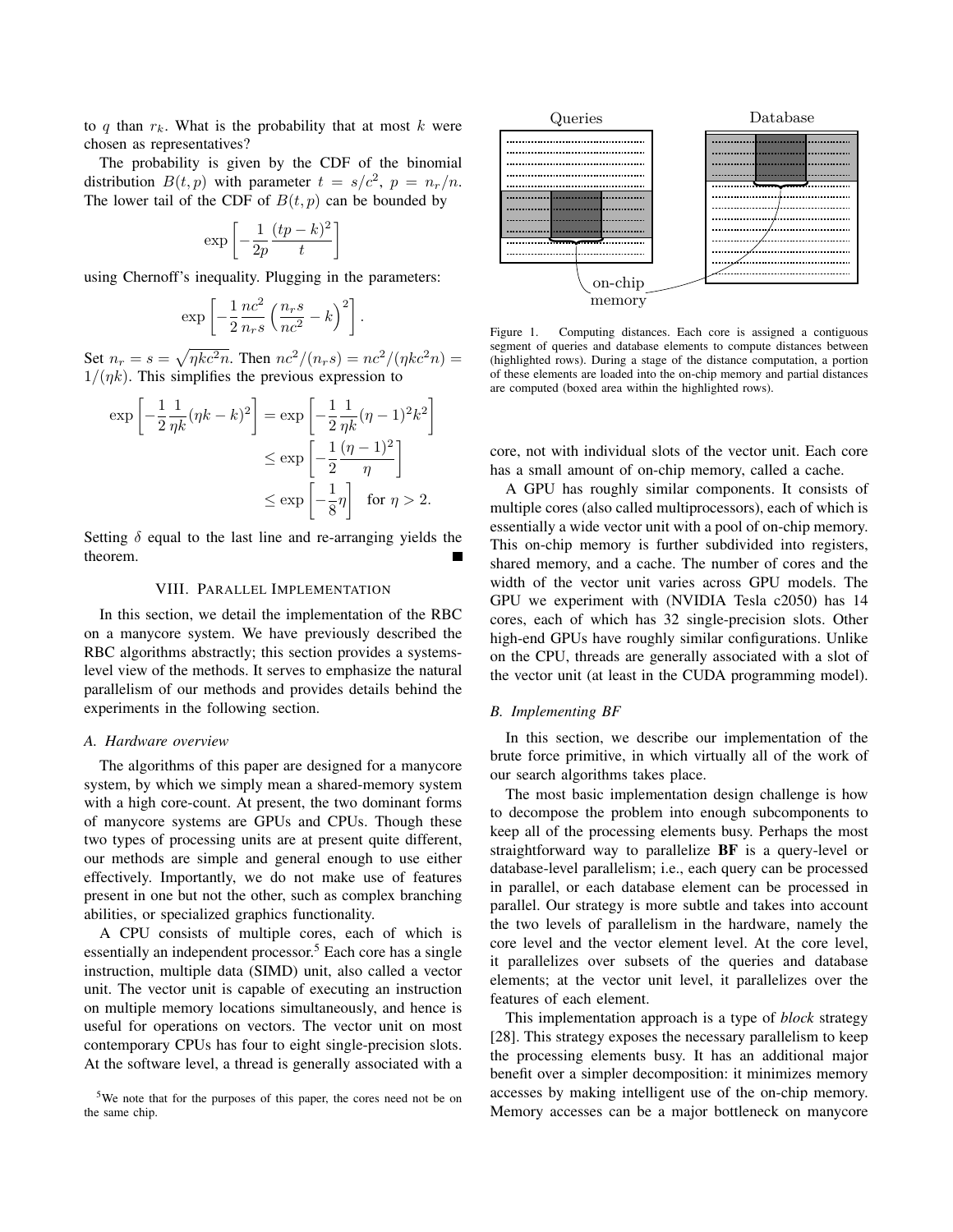to $q$ than $r_k$. What is the probability that at most $k$ were chosen as representatives?

The probability is given by the CDF of the binomial distribution $B(t, p)$ with parameter $t = s/c^2$, $p = n_r/n$. The lower tail of the CDF of $B(t, p)$ can be bounded by

$$\exp\left[-\frac{1}{2p}\frac{(tp-k)^2}{t}\right]$$

using Chernoff's inequality. Plugging in the parameters:

$$\exp\left[-\frac{1}{2}\frac{nc^2}{n_r s}\left(\frac{n_r s}{nc^2}-k\right)^2\right].$$

Set $n_r = s = \sqrt{\eta k c^2 n}$. Then $nc^2/(n_r s) = nc^2/(\eta k c^2 n) = 1/(\eta k)$. This simplifies the previous expression to

$$\begin{aligned}
\exp\left[-\frac{1}{2}\frac{1}{\eta k}(\eta k - k)^2\right] &= \exp\left[-\frac{1}{2}\frac{1}{\eta k}(\eta-1)^2 k^2\right] \\
&\leq \exp\left[-\frac{1}{2}\frac{(\eta-1)^2}{\eta}\right] \\
&\leq \exp\left[-\frac{1}{8}\eta\right] \quad \text{for } \eta > 2.
\end{aligned}$$

Setting $\delta$ equal to the last line and re-arranging yields the theorem. ∎

## VIII. Parallel Implementation

In this section, we detail the implementation of the RBC on a manycore system. We have previously described the RBC algorithms abstractly; this section provides a systems-level view of the methods. It serves to emphasize the natural parallelism of our methods and provides details behind the experiments in the following section.

### A. Hardware overview

The algorithms of this paper are designed for a manycore system, by which we simply mean a shared-memory system with a high core-count. At present, the two dominant forms of manycore systems are GPUs and CPUs. Though these two types of processing units are at present quite different, our methods are simple and general enough to use either effectively. Importantly, we do not make use of features present in one but not the other, such as complex branching abilities, or specialized graphics functionality.

A CPU consists of multiple cores, each of which is essentially an independent processor.[5] Each core has a single instruction, multiple data (SIMD) unit, also called a vector unit. The vector unit is capable of executing an instruction on multiple memory locations simultaneously, and hence is useful for operations on vectors. The vector unit on most contemporary CPUs has four to eight single-precision slots. At the software level, a thread is generally associated with a core, not with individual slots of the vector unit. Each core has a small amount of on-chip memory, called a cache.

[5]We note that for the purposes of this paper, the cores need not be on the same chip.

Figure 1. Computing distances. Each core is assigned a contiguous segment of queries and database elements to compute distances between (highlighted rows). During a stage of the distance computation, a portion of these elements are loaded into the on-chip memory and partial distances are computed (boxed area within the highlighted rows).

A GPU has roughly similar components. It consists of multiple cores (also called multiprocessors), each of which is essentially a wide vector unit with a pool of on-chip memory. This on-chip memory is further subdivided into registers, shared memory, and a cache. The number of cores and the width of the vector unit varies across GPU models. The GPU we experiment with (NVIDIA Tesla c2050) has 14 cores, each of which has 32 single-precision slots. Other high-end GPUs have roughly similar configurations. Unlike on the CPU, threads are generally associated with a slot of the vector unit (at least in the CUDA programming model).

### B. Implementing BF

In this section, we describe our implementation of the brute force primitive, in which virtually all of the work of our search algorithms takes place.

The most basic implementation design challenge is how to decompose the problem into enough subcomponents to keep all of the processing elements busy. Perhaps the most straightforward way to parallelize **BF** is a query-level or database-level parallelism; i.e., each query can be processed in parallel, or each database element can be processed in parallel. Our strategy is more subtle and takes into account the two levels of parallelism in the hardware, namely the core level and the vector element level. At the core level, it parallelizes over subsets of the queries and database elements; at the vector unit level, it parallelizes over the features of each element.

This implementation approach is a type of *block* strategy [28]. This strategy exposes the necessary parallelism to keep the processing elements busy. It has an additional major benefit over a simpler decomposition: it minimizes memory accesses by making intelligent use of the on-chip memory. Memory accesses can be a major bottleneck on manycore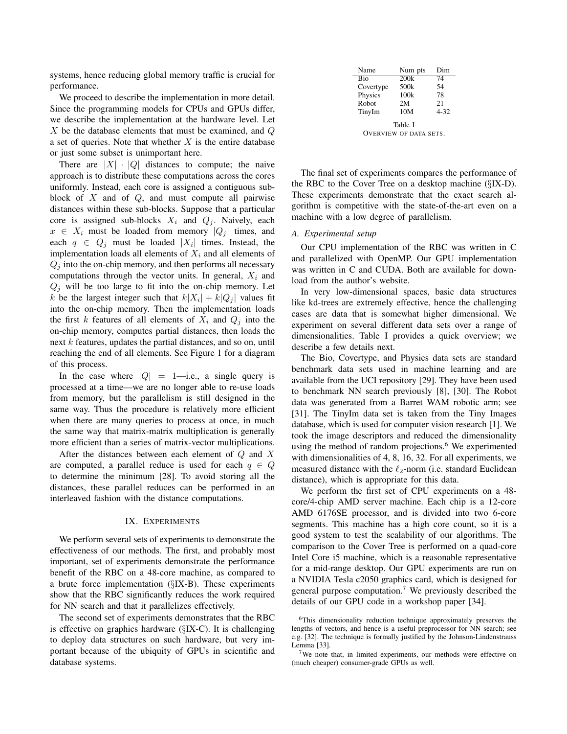systems, hence reducing global memory traffic is crucial for performance.

We proceed to describe the implementation in more detail. Since the programming models for CPUs and GPUs differ, we describe the implementation at the hardware level. Let $X$ be the database elements that must be examined, and $Q$ a set of queries. Note that whether $X$ is the entire database or just some subset is unimportant here.

There are $|X| \cdot |Q|$ distances to compute; the naive approach is to distribute these computations across the cores uniformly. Instead, each core is assigned a contiguous sub-block of $X$ and of $Q$, and must compute all pairwise distances within these sub-blocks. Suppose that a particular core is assigned sub-blocks $X_i$ and $Q_j$. Naively, each $x \in X_i$ must be loaded from memory $|Q_j|$ times, and each $q \in Q_j$ must be loaded $|X_i|$ times. Instead, the implementation loads all elements of $X_i$ and all elements of $Q_j$ into the on-chip memory, and then performs all necessary computations through the vector units. In general, $X_i$ and $Q_j$ will be too large to fit into the on-chip memory. Let $k$ be the largest integer such that $k|X_i| + k|Q_j|$ values fit into the on-chip memory. Then the implementation loads the first $k$ features of all elements of $X_i$ and $Q_j$ into the on-chip memory, computes partial distances, then loads the next $k$ features, updates the partial distances, and so on, until reaching the end of all elements. See Figure 1 for a diagram of this process.

In the case where $|Q| = 1$—i.e., a single query is processed at a time—we are no longer able to re-use loads from memory, but the parallelism is still designed in the same way. Thus the procedure is relatively more efficient when there are many queries to process at once, in much the same way that matrix-matrix multiplication is generally more efficient than a series of matrix-vector multiplications.

After the distances between each element of $Q$ and $X$ are computed, a parallel reduce is used for each $q \in Q$ to determine the minimum [28]. To avoid storing all the distances, these parallel reduces can be performed in an interleaved fashion with the distance computations.

## IX. Experiments

We perform several sets of experiments to demonstrate the effectiveness of our methods. The first, and probably most important, set of experiments demonstrate the performance benefit of the RBC on a 48-core machine, as compared to a brute force implementation (§IX-B). These experiments show that the RBC significantly reduces the work required for NN search and that it parallelizes effectively.

The second set of experiments demonstrates that the RBC is effective on graphics hardware (§IX-C). It is challenging to deploy data structures on such hardware, but very important because of the ubiquity of GPUs in scientific and database systems.

| Name | Num pts | Dim |
|---|---|---|
| Bio | 200k | 74 |
| Covertype | 500k | 54 |
| Physics | 100k | 78 |
| Robot | 2M | 21 |
| TinyIm | 10M | 4-32 |

Table I
OVERVIEW OF DATA SETS.

The final set of experiments compares the performance of the RBC to the Cover Tree on a desktop machine (§IX-D). These experiments demonstrate that the exact search algorithm is competitive with the state-of-the-art even on a machine with a low degree of parallelism.

### A. Experimental setup

Our CPU implementation of the RBC was written in C and parallelized with OpenMP. Our GPU implementation was written in C and CUDA. Both are available for download from the author's website.

In very low-dimensional spaces, basic data structures like kd-trees are extremely effective, hence the challenging cases are data that is somewhat higher dimensional. We experiment on several different data sets over a range of dimensionalities. Table I provides a quick overview; we describe a few details next.

The Bio, Covertype, and Physics data sets are standard benchmark data sets used in machine learning and are available from the UCI repository [29]. They have been used to benchmark NN search previously [8], [30]. The Robot data was generated from a Barret WAM robotic arm; see [31]. The TinyIm data set is taken from the Tiny Images database, which is used for computer vision research [1]. We took the image descriptors and reduced the dimensionality using the method of random projections.[6] We experimented with dimensionalities of 4, 8, 16, 32. For all experiments, we measured distance with the $\ell_2$-norm (i.e. standard Euclidean distance), which is appropriate for this data.

We perform the first set of CPU experiments on a 48-core/4-chip AMD server machine. Each chip is a 12-core AMD 6176SE processor, and is divided into two 6-core segments. This machine has a high core count, so it is a good system to test the scalability of our algorithms. The comparison to the Cover Tree is performed on a quad-core Intel Core i5 machine, which is a reasonable representative for a mid-range desktop. Our GPU experiments are run on a NVIDIA Tesla c2050 graphics card, which is designed for general purpose computation.[7] We previously described the details of our GPU code in a workshop paper [34].

[6] This dimensionality reduction technique approximately preserves the lengths of vectors, and hence is a useful preprocessor for NN search; see e.g. [32]. The technique is formally justified by the Johnson-Lindenstrauss Lemma [33].

[7] We note that, in limited experiments, our methods were effective on (much cheaper) consumer-grade GPUs as well.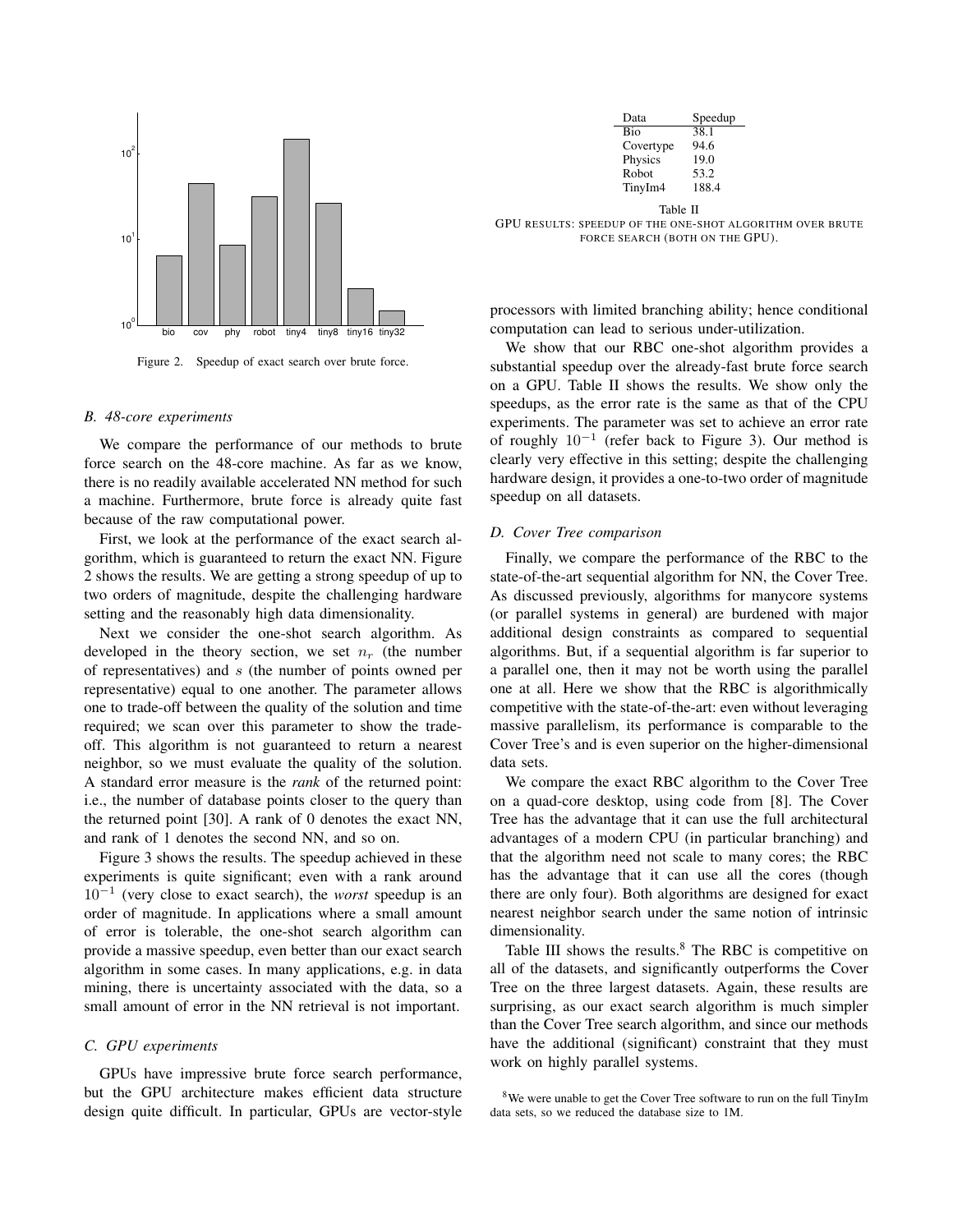$10^2$

$10^1$

$10^0$

bio cov phy robot tiny4 tiny8 tiny16 tiny32

Figure 2. Speedup of exact search over brute force.

### B. 48-core experiments

We compare the performance of our methods to brute force search on the 48-core machine. As far as we know, there is no readily available accelerated NN method for such a machine. Furthermore, brute force is already quite fast because of the raw computational power.

First, we look at the performance of the exact search algorithm, which is guaranteed to return the exact NN. Figure 2 shows the results. We are getting a strong speedup of up to two orders of magnitude, despite the challenging hardware setting and the reasonably high data dimensionality.

Next we consider the one-shot search algorithm. As developed in the theory section, we set $n_r$ (the number of representatives) and $s$ (the number of points owned per representative) equal to one another. The parameter allows one to trade-off between the quality of the solution and time required; we scan over this parameter to show the trade-off. This algorithm is not guaranteed to return a nearest neighbor, so we must evaluate the quality of the solution. A standard error measure is the *rank* of the returned point: i.e., the number of database points closer to the query than the returned point [30]. A rank of 0 denotes the exact NN, and rank of 1 denotes the second NN, and so on.

Figure 3 shows the results. The speedup achieved in these experiments is quite significant; even with a rank around $10^{-1}$ (very close to exact search), the *worst* speedup is an order of magnitude. In applications where a small amount of error is tolerable, the one-shot search algorithm can provide a massive speedup, even better than our exact search algorithm in some cases. In many applications, e.g. in data mining, there is uncertainty associated with the data, so a small amount of error in the NN retrieval is not important.

### C. GPU experiments

GPUs have impressive brute force search performance, but the GPU architecture makes efficient data structure design quite difficult. In particular, GPUs are vector-style processors with limited branching ability; hence conditional computation can lead to serious under-utilization.

| Data | Speedup |
|---|---|
| Bio | 38.1 |
| Covertype | 94.6 |
| Physics | 19.0 |
| Robot | 53.2 |
| TinyIm4 | 188.4 |

Table II
GPU RESULTS: SPEEDUP OF THE ONE-SHOT ALGORITHM OVER BRUTE FORCE SEARCH (BOTH ON THE GPU).

We show that our RBC one-shot algorithm provides a substantial speedup over the already-fast brute force search on a GPU. Table II shows the results. We show only the speedups, as the error rate is the same as that of the CPU experiments. The parameter was set to achieve an error rate of roughly $10^{-1}$ (refer back to Figure 3). Our method is clearly very effective in this setting; despite the challenging hardware design, it provides a one-to-two order of magnitude speedup on all datasets.

### D. Cover Tree comparison

Finally, we compare the performance of the RBC to the state-of-the-art sequential algorithm for NN, the Cover Tree. As discussed previously, algorithms for manycore systems (or parallel systems in general) are burdened with major additional design constraints as compared to sequential algorithms. But, if a sequential algorithm is far superior to a parallel one, then it may not be worth using the parallel one at all. Here we show that the RBC is algorithmically competitive with the state-of-the-art: even without leveraging massive parallelism, its performance is comparable to the Cover Tree's and is even superior on the higher-dimensional data sets.

We compare the exact RBC algorithm to the Cover Tree on a quad-core desktop, using code from [8]. The Cover Tree has the advantage that it can use the full architectural advantages of a modern CPU (in particular branching) and that the algorithm need not scale to many cores; the RBC has the advantage that it can use all the cores (though there are only four). Both algorithms are designed for exact nearest neighbor search under the same notion of intrinsic dimensionality.

Table III shows the results.[8] The RBC is competitive on all of the datasets, and significantly outperforms the Cover Tree on the three largest datasets. Again, these results are surprising, as our exact search algorithm is much simpler than the Cover Tree search algorithm, and since our methods have the additional (significant) constraint that they must work on highly parallel systems.

[8] We were unable to get the Cover Tree software to run on the full TinyIm data sets, so we reduced the database size to 1M.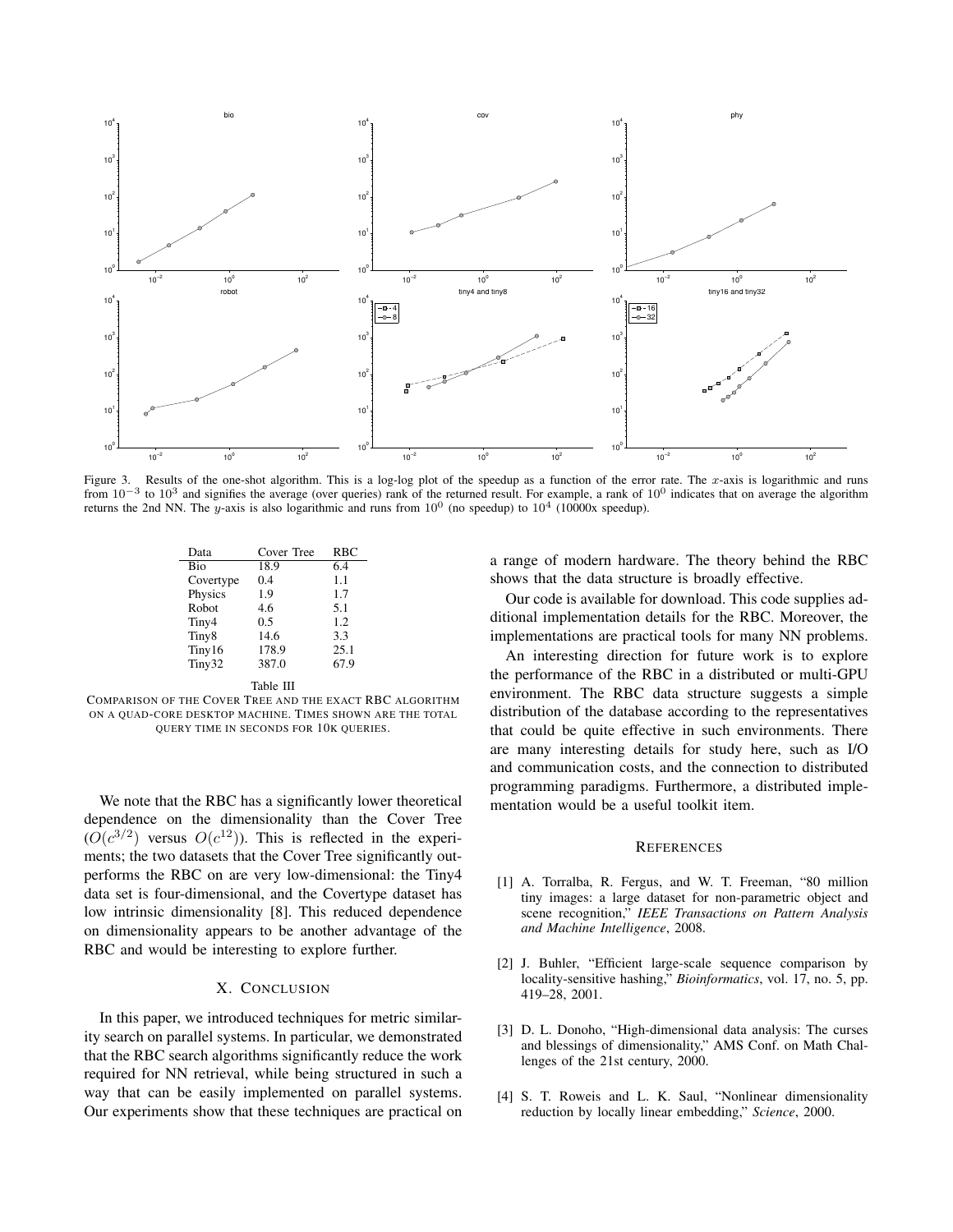Figure 3. Results of the one-shot algorithm. This is a log-log plot of the speedup as a function of the error rate. The $x$-axis is logarithmic and runs from $10^{-3}$ to $10^3$ and signifies the average (over queries) rank of the returned result. For example, a rank of $10^0$ indicates that on average the algorithm returns the 2nd NN. The $y$-axis is also logarithmic and runs from $10^0$ (no speedup) to $10^4$ (10000x speedup).

| Data | Cover Tree | RBC |
|---|---|---|
| Bio | 18.9 | 6.4 |
| Covertype | 0.4 | 1.1 |
| Physics | 1.9 | 1.7 |
| Robot | 4.6 | 5.1 |
| Tiny4 | 0.5 | 1.2 |
| Tiny8 | 14.6 | 3.3 |
| Tiny16 | 178.9 | 25.1 |
| Tiny32 | 387.0 | 67.9 |

Table III

COMPARISON OF THE COVER TREE AND THE EXACT RBC ALGORITHM ON A QUAD-CORE DESKTOP MACHINE. TIMES SHOWN ARE THE TOTAL QUERY TIME IN SECONDS FOR 10K QUERIES.

We note that the RBC has a significantly lower theoretical dependence on the dimensionality than the Cover Tree ($O(c^{3/2})$ versus $O(c^{12})$). This is reflected in the experiments; the two datasets that the Cover Tree significantly outperforms the RBC on are very low-dimensional: the Tiny4 data set is four-dimensional, and the Covertype dataset has low intrinsic dimensionality [8]. This reduced dependence on dimensionality appears to be another advantage of the RBC and would be interesting to explore further.

## X. CONCLUSION

In this paper, we introduced techniques for metric similarity search on parallel systems. In particular, we demonstrated that the RBC search algorithms significantly reduce the work required for NN retrieval, while being structured in such a way that can be easily implemented on parallel systems. Our experiments show that these techniques are practical on a range of modern hardware. The theory behind the RBC shows that the data structure is broadly effective.

Our code is available for download. This code supplies additional implementation details for the RBC. Moreover, the implementations are practical tools for many NN problems.

An interesting direction for future work is to explore the performance of the RBC in a distributed or multi-GPU environment. The RBC data structure suggests a simple distribution of the database according to the representatives that could be quite effective in such environments. There are many interesting details for study here, such as I/O and communication costs, and the connection to distributed programming paradigms. Furthermore, a distributed implementation would be a useful toolkit item.

## REFERENCES

[1] A. Torralba, R. Fergus, and W. T. Freeman, "80 million tiny images: a large dataset for non-parametric object and scene recognition," *IEEE Transactions on Pattern Analysis and Machine Intelligence*, 2008.

[2] J. Buhler, "Efficient large-scale sequence comparison by locality-sensitive hashing," *Bioinformatics*, vol. 17, no. 5, pp. 419–28, 2001.

[3] D. L. Donoho, "High-dimensional data analysis: The curses and blessings of dimensionality," AMS Conf. on Math Challenges of the 21st century, 2000.

[4] S. T. Roweis and L. K. Saul, "Nonlinear dimensionality reduction by locally linear embedding," *Science*, 2000.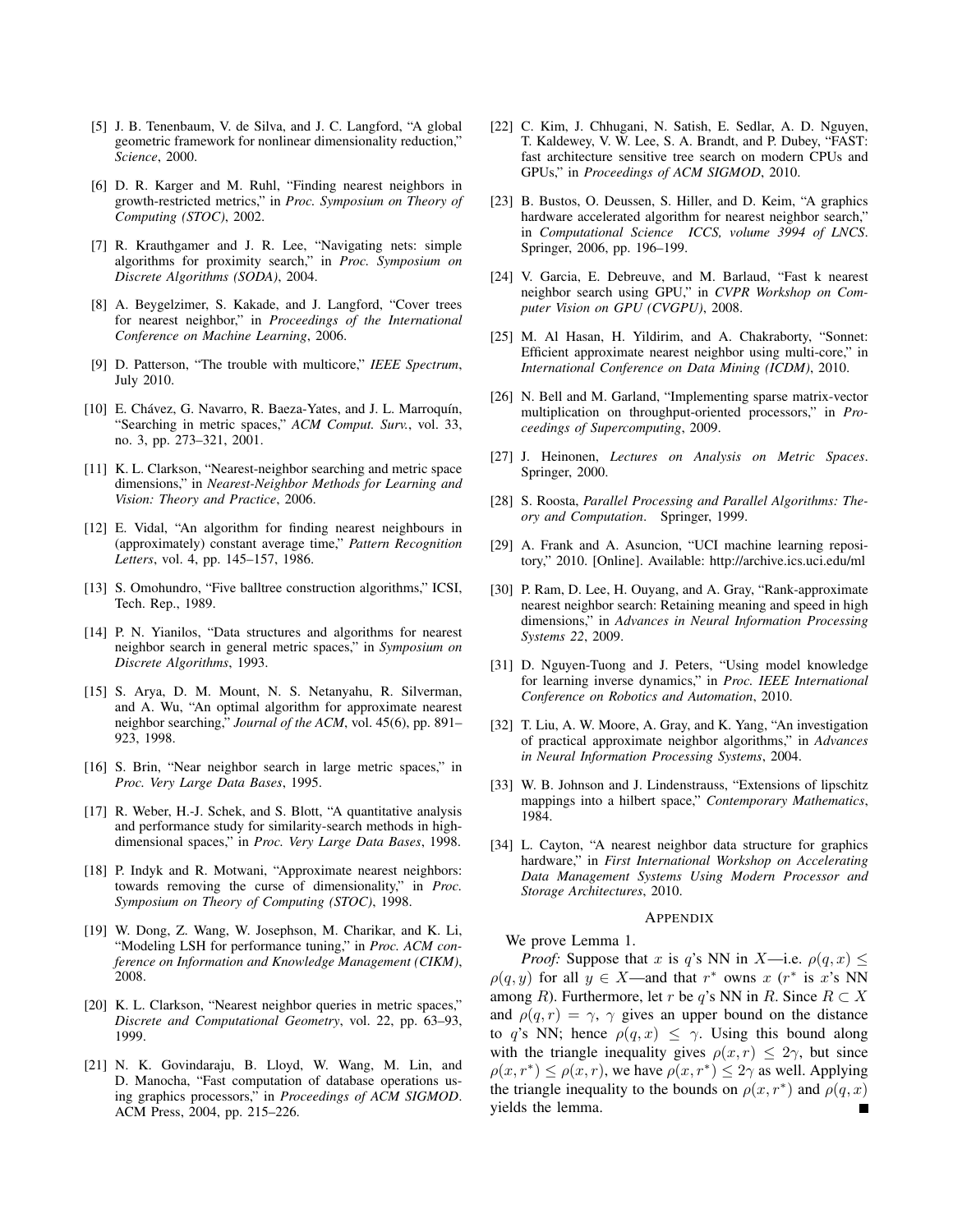[5] J. B. Tenenbaum, V. de Silva, and J. C. Langford, "A global geometric framework for nonlinear dimensionality reduction," *Science*, 2000.

[6] D. R. Karger and M. Ruhl, "Finding nearest neighbors in growth-restricted metrics," in *Proc. Symposium on Theory of Computing (STOC)*, 2002.

[7] R. Krauthgamer and J. R. Lee, "Navigating nets: simple algorithms for proximity search," in *Proc. Symposium on Discrete Algorithms (SODA)*, 2004.

[8] A. Beygelzimer, S. Kakade, and J. Langford, "Cover trees for nearest neighbor," in *Proceedings of the International Conference on Machine Learning*, 2006.

[9] D. Patterson, "The trouble with multicore," *IEEE Spectrum*, July 2010.

[10] E. Chávez, G. Navarro, R. Baeza-Yates, and J. L. Marroquín, "Searching in metric spaces," *ACM Comput. Surv.*, vol. 33, no. 3, pp. 273–321, 2001.

[11] K. L. Clarkson, "Nearest-neighbor searching and metric space dimensions," in *Nearest-Neighbor Methods for Learning and Vision: Theory and Practice*, 2006.

[12] E. Vidal, "An algorithm for finding nearest neighbours in (approximately) constant average time," *Pattern Recognition Letters*, vol. 4, pp. 145–157, 1986.

[13] S. Omohundro, "Five balltree construction algorithms," ICSI, Tech. Rep., 1989.

[14] P. N. Yianilos, "Data structures and algorithms for nearest neighbor search in general metric spaces," in *Symposium on Discrete Algorithms*, 1993.

[15] S. Arya, D. M. Mount, N. S. Netanyahu, R. Silverman, and A. Wu, "An optimal algorithm for approximate nearest neighbor searching," *Journal of the ACM*, vol. 45(6), pp. 891–923, 1998.

[16] S. Brin, "Near neighbor search in large metric spaces," in *Proc. Very Large Data Bases*, 1995.

[17] R. Weber, H.-J. Schek, and S. Blott, "A quantitative analysis and performance study for similarity-search methods in high-dimensional spaces," in *Proc. Very Large Data Bases*, 1998.

[18] P. Indyk and R. Motwani, "Approximate nearest neighbors: towards removing the curse of dimensionality," in *Proc. Symposium on Theory of Computing (STOC)*, 1998.

[19] W. Dong, Z. Wang, W. Josephson, M. Charikar, and K. Li, "Modeling LSH for performance tuning," in *Proc. ACM conference on Information and Knowledge Management (CIKM)*, 2008.

[20] K. L. Clarkson, "Nearest neighbor queries in metric spaces," *Discrete and Computational Geometry*, vol. 22, pp. 63–93, 1999.

[21] N. K. Govindaraju, B. Lloyd, W. Wang, M. Lin, and D. Manocha, "Fast computation of database operations using graphics processors," in *Proceedings of ACM SIGMOD*. ACM Press, 2004, pp. 215–226.

[22] C. Kim, J. Chhugani, N. Satish, E. Sedlar, A. D. Nguyen, T. Kaldewey, V. W. Lee, S. A. Brandt, and P. Dubey, "FAST: fast architecture sensitive tree search on modern CPUs and GPUs," in *Proceedings of ACM SIGMOD*, 2010.

[23] B. Bustos, O. Deussen, S. Hiller, and D. Keim, "A graphics hardware accelerated algorithm for nearest neighbor search," in *Computational Science ICCS, volume 3994 of LNCS*. Springer, 2006, pp. 196–199.

[24] V. Garcia, E. Debreuve, and M. Barlaud, "Fast k nearest neighbor search using GPU," in *CVPR Workshop on Computer Vision on GPU (CVGPU)*, 2008.

[25] M. Al Hasan, H. Yildirim, and A. Chakraborty, "Sonnet: Efficient approximate nearest neighbor using multi-core," in *International Conference on Data Mining (ICDM)*, 2010.

[26] N. Bell and M. Garland, "Implementing sparse matrix-vector multiplication on throughput-oriented processors," in *Proceedings of Supercomputing*, 2009.

[27] J. Heinonen, *Lectures on Analysis on Metric Spaces*. Springer, 2000.

[28] S. Roosta, *Parallel Processing and Parallel Algorithms: Theory and Computation*. Springer, 1999.

[29] A. Frank and A. Asuncion, "UCI machine learning repository," 2010. [Online]. Available: http://archive.ics.uci.edu/ml

[30] P. Ram, D. Lee, H. Ouyang, and A. Gray, "Rank-approximate nearest neighbor search: Retaining meaning and speed in high dimensions," in *Advances in Neural Information Processing Systems 22*, 2009.

[31] D. Nguyen-Tuong and J. Peters, "Using model knowledge for learning inverse dynamics," in *Proc. IEEE International Conference on Robotics and Automation*, 2010.

[32] T. Liu, A. W. Moore, A. Gray, and K. Yang, "An investigation of practical approximate neighbor algorithms," in *Advances in Neural Information Processing Systems*, 2004.

[33] W. B. Johnson and J. Lindenstrauss, "Extensions of lipschitz mappings into a hilbert space," *Contemporary Mathematics*, 1984.

[34] L. Cayton, "A nearest neighbor data structure for graphics hardware," in *First International Workshop on Accelerating Data Management Systems Using Modern Processor and Storage Architectures*, 2010.

## Appendix

We prove Lemma 1.

*Proof:* Suppose that $x$ is $q$'s NN in $X$—i.e. $\rho(q, x) \leq \rho(q, y)$ for all $y \in X$—and that $r^*$ owns $x$ ($r^*$ is $x$'s NN among $R$). Furthermore, let $r$ be $q$'s NN in $R$. Since $R \subset X$ and $\rho(q, r) = \gamma$, $\gamma$ gives an upper bound on the distance to $q$'s NN; hence $\rho(q, x) \leq \gamma$. Using this bound along with the triangle inequality gives $\rho(x, r) \leq 2\gamma$, but since $\rho(x, r^*) \leq \rho(x, r)$, we have $\rho(x, r^*) \leq 2\gamma$ as well. Applying the triangle inequality to the bounds on $\rho(x, r^*)$ and $\rho(q, x)$ yields the lemma. ■